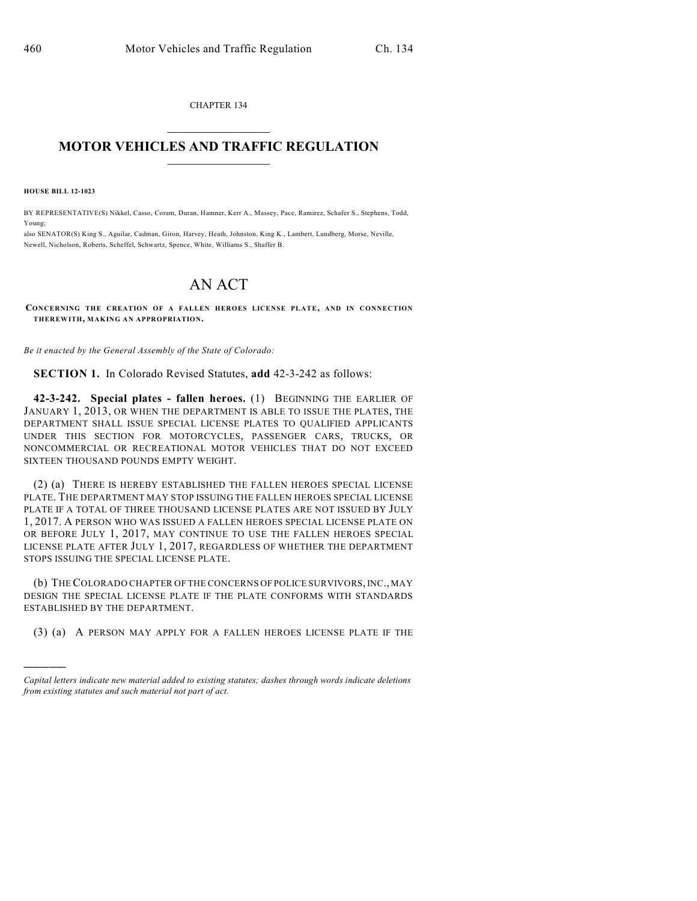CHAPTER 134

# MOTOR VEHICLES AND TRAFFIC REGULATION

**HOUSE BILL 12-1023**

BY REPRESENTATIVE(S) Nikkel, Casso, Coram, Duran, Hamner, Kerr A., Massey, Pace, Ramirez, Schafer S., Stephens, Todd, Young;
also SENATOR(S) King S., Aguilar, Cadman, Giron, Harvey, Heath, Johnston, King K., Lambert, Lundberg, Morse, Neville, Newell, Nicholson, Roberts, Scheffel, Schwartz, Spence, White, Williams S., Shaffer B.

# AN ACT

**CONCERNING THE CREATION OF A FALLEN HEROES LICENSE PLATE, AND IN CONNECTION THEREWITH, MAKING AN APPROPRIATION.**

*Be it enacted by the General Assembly of the State of Colorado:*

**SECTION 1.** In Colorado Revised Statutes, **add** 42-3-242 as follows:

**42-3-242. Special plates - fallen heroes.** (1) BEGINNING THE EARLIER OF JANUARY 1, 2013, OR WHEN THE DEPARTMENT IS ABLE TO ISSUE THE PLATES, THE DEPARTMENT SHALL ISSUE SPECIAL LICENSE PLATES TO QUALIFIED APPLICANTS UNDER THIS SECTION FOR MOTORCYCLES, PASSENGER CARS, TRUCKS, OR NONCOMMERCIAL OR RECREATIONAL MOTOR VEHICLES THAT DO NOT EXCEED SIXTEEN THOUSAND POUNDS EMPTY WEIGHT.

(2) (a) THERE IS HEREBY ESTABLISHED THE FALLEN HEROES SPECIAL LICENSE PLATE. THE DEPARTMENT MAY STOP ISSUING THE FALLEN HEROES SPECIAL LICENSE PLATE IF A TOTAL OF THREE THOUSAND LICENSE PLATES ARE NOT ISSUED BY JULY 1, 2017. A PERSON WHO WAS ISSUED A FALLEN HEROES SPECIAL LICENSE PLATE ON OR BEFORE JULY 1, 2017, MAY CONTINUE TO USE THE FALLEN HEROES SPECIAL LICENSE PLATE AFTER JULY 1, 2017, REGARDLESS OF WHETHER THE DEPARTMENT STOPS ISSUING THE SPECIAL LICENSE PLATE.

(b) THE COLORADO CHAPTER OF THE CONCERNS OF POLICE SURVIVORS, INC., MAY DESIGN THE SPECIAL LICENSE PLATE IF THE PLATE CONFORMS WITH STANDARDS ESTABLISHED BY THE DEPARTMENT.

(3) (a) A PERSON MAY APPLY FOR A FALLEN HEROES LICENSE PLATE IF THE

---

*Capital letters indicate new material added to existing statutes; dashes through words indicate deletions from existing statutes and such material not part of act.*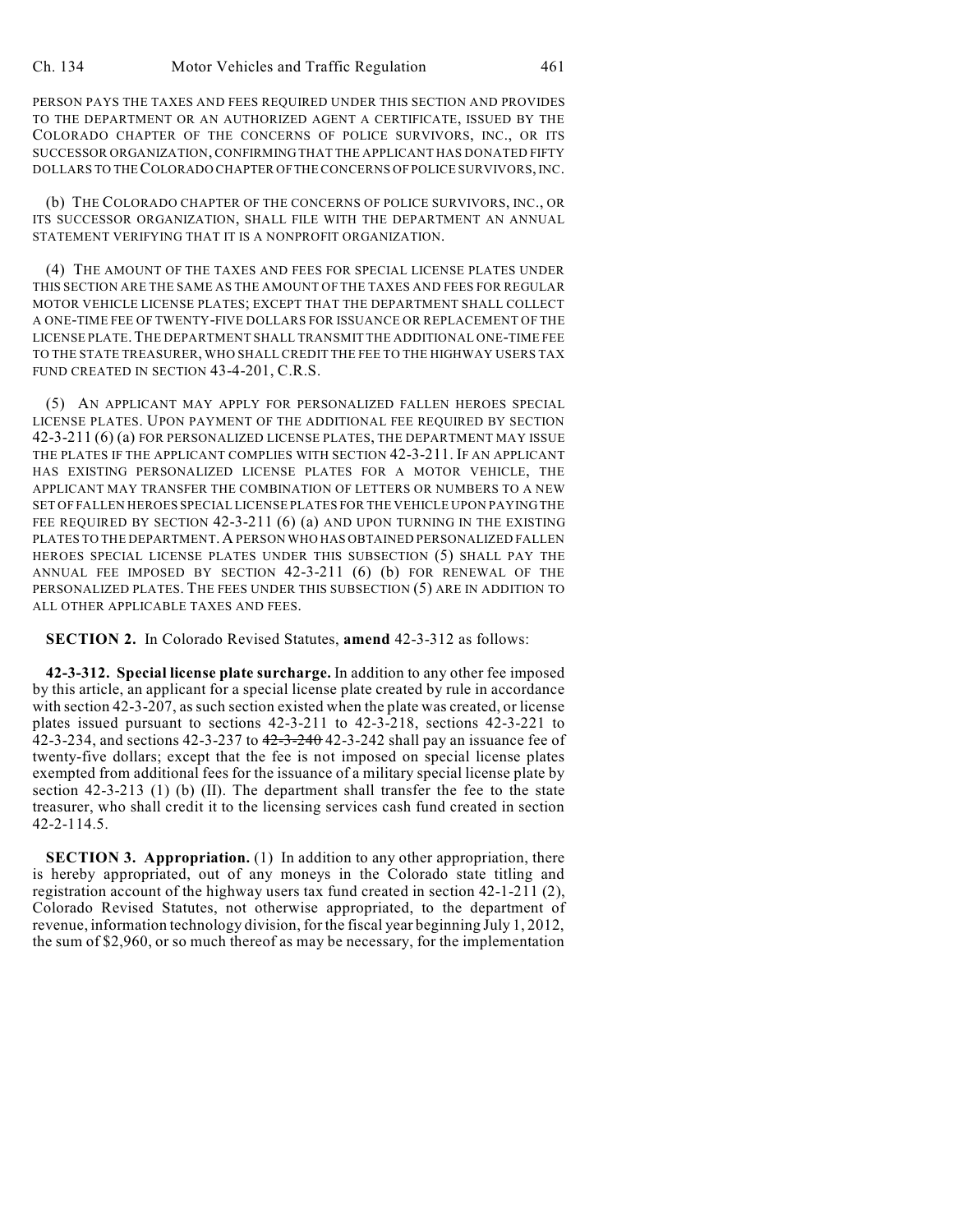PERSON PAYS THE TAXES AND FEES REQUIRED UNDER THIS SECTION AND PROVIDES TO THE DEPARTMENT OR AN AUTHORIZED AGENT A CERTIFICATE, ISSUED BY THE COLORADO CHAPTER OF THE CONCERNS OF POLICE SURVIVORS, INC., OR ITS SUCCESSOR ORGANIZATION, CONFIRMING THAT THE APPLICANT HAS DONATED FIFTY DOLLARS TO THE COLORADO CHAPTER OF THE CONCERNS OF POLICE SURVIVORS, INC.

(b) THE COLORADO CHAPTER OF THE CONCERNS OF POLICE SURVIVORS, INC., OR ITS SUCCESSOR ORGANIZATION, SHALL FILE WITH THE DEPARTMENT AN ANNUAL STATEMENT VERIFYING THAT IT IS A NONPROFIT ORGANIZATION.

(4) THE AMOUNT OF THE TAXES AND FEES FOR SPECIAL LICENSE PLATES UNDER THIS SECTION ARE THE SAME AS THE AMOUNT OF THE TAXES AND FEES FOR REGULAR MOTOR VEHICLE LICENSE PLATES; EXCEPT THAT THE DEPARTMENT SHALL COLLECT A ONE-TIME FEE OF TWENTY-FIVE DOLLARS FOR ISSUANCE OR REPLACEMENT OF THE LICENSE PLATE. THE DEPARTMENT SHALL TRANSMIT THE ADDITIONAL ONE-TIME FEE TO THE STATE TREASURER, WHO SHALL CREDIT THE FEE TO THE HIGHWAY USERS TAX FUND CREATED IN SECTION 43-4-201, C.R.S.

(5) AN APPLICANT MAY APPLY FOR PERSONALIZED FALLEN HEROES SPECIAL LICENSE PLATES. UPON PAYMENT OF THE ADDITIONAL FEE REQUIRED BY SECTION 42-3-211 (6) (a) FOR PERSONALIZED LICENSE PLATES, THE DEPARTMENT MAY ISSUE THE PLATES IF THE APPLICANT COMPLIES WITH SECTION 42-3-211. IF AN APPLICANT HAS EXISTING PERSONALIZED LICENSE PLATES FOR A MOTOR VEHICLE, THE APPLICANT MAY TRANSFER THE COMBINATION OF LETTERS OR NUMBERS TO A NEW SET OF FALLEN HEROES SPECIAL LICENSE PLATES FOR THE VEHICLE UPON PAYING THE FEE REQUIRED BY SECTION 42-3-211 (6) (a) AND UPON TURNING IN THE EXISTING PLATES TO THE DEPARTMENT. A PERSON WHO HAS OBTAINED PERSONALIZED FALLEN HEROES SPECIAL LICENSE PLATES UNDER THIS SUBSECTION (5) SHALL PAY THE ANNUAL FEE IMPOSED BY SECTION 42-3-211 (6) (b) FOR RENEWAL OF THE PERSONALIZED PLATES. THE FEES UNDER THIS SUBSECTION (5) ARE IN ADDITION TO ALL OTHER APPLICABLE TAXES AND FEES.

**SECTION 2.** In Colorado Revised Statutes, **amend** 42-3-312 as follows:

**42-3-312. Special license plate surcharge.** In addition to any other fee imposed by this article, an applicant for a special license plate created by rule in accordance with section 42-3-207, as such section existed when the plate was created, or license plates issued pursuant to sections 42-3-211 to 42-3-218, sections 42-3-221 to 42-3-234, and sections 42-3-237 to ~~42-3-240~~ 42-3-242 shall pay an issuance fee of twenty-five dollars; except that the fee is not imposed on special license plates exempted from additional fees for the issuance of a military special license plate by section 42-3-213 (1) (b) (II). The department shall transfer the fee to the state treasurer, who shall credit it to the licensing services cash fund created in section 42-2-114.5.

**SECTION 3. Appropriation.** (1) In addition to any other appropriation, there is hereby appropriated, out of any moneys in the Colorado state titling and registration account of the highway users tax fund created in section 42-1-211 (2), Colorado Revised Statutes, not otherwise appropriated, to the department of revenue, information technology division, for the fiscal year beginning July 1, 2012, the sum of $2,960, or so much thereof as may be necessary, for the implementation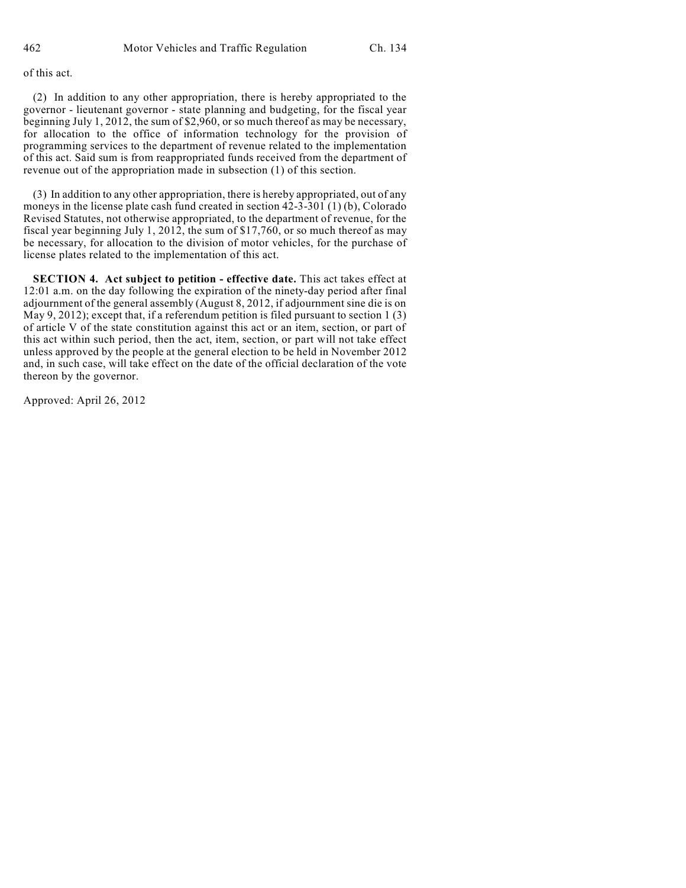of this act.

(2) In addition to any other appropriation, there is hereby appropriated to the governor - lieutenant governor - state planning and budgeting, for the fiscal year beginning July 1, 2012, the sum of $2,960, or so much thereof as may be necessary, for allocation to the office of information technology for the provision of programming services to the department of revenue related to the implementation of this act. Said sum is from reappropriated funds received from the department of revenue out of the appropriation made in subsection (1) of this section.

(3) In addition to any other appropriation, there is hereby appropriated, out of any moneys in the license plate cash fund created in section 42-3-301 (1) (b), Colorado Revised Statutes, not otherwise appropriated, to the department of revenue, for the fiscal year beginning July 1, 2012, the sum of $17,760, or so much thereof as may be necessary, for allocation to the division of motor vehicles, for the purchase of license plates related to the implementation of this act.

**SECTION 4. Act subject to petition - effective date.** This act takes effect at 12:01 a.m. on the day following the expiration of the ninety-day period after final adjournment of the general assembly (August 8, 2012, if adjournment sine die is on May 9, 2012); except that, if a referendum petition is filed pursuant to section 1 (3) of article V of the state constitution against this act or an item, section, or part of this act within such period, then the act, item, section, or part will not take effect unless approved by the people at the general election to be held in November 2012 and, in such case, will take effect on the date of the official declaration of the vote thereon by the governor.

Approved: April 26, 2012